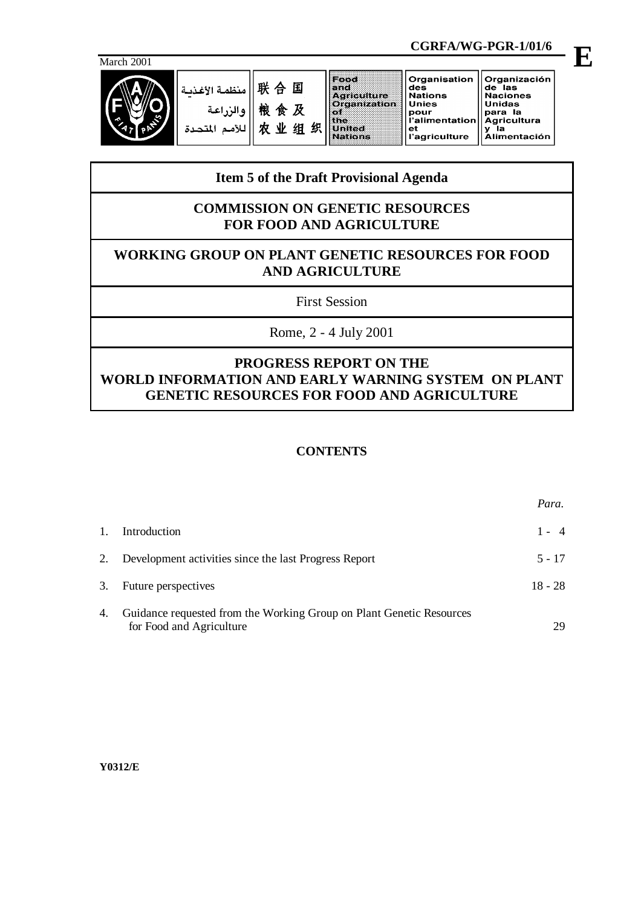CGRFA/WG-PGR-1/01/6

**E**

March 2001

منظمة الأغذية والزراعة للأمم المتحدة | 联合国粮食及农业组织 | Food and Agriculture Organization of the United Nations | Organisation des Nations Unies pour l'alimentation et l'agriculture | Organización de las Naciones Unidas para la Agricultura y la Alimentación

## Item 5 of the Draft Provisional Agenda

## COMMISSION ON GENETIC RESOURCES FOR FOOD AND AGRICULTURE

## WORKING GROUP ON PLANT GENETIC RESOURCES FOR FOOD AND AGRICULTURE

First Session

Rome, 2 - 4 July 2001

# PROGRESS REPORT ON THE WORLD INFORMATION AND EARLY WARNING SYSTEM ON PLANT GENETIC RESOURCES FOR FOOD AND AGRICULTURE

**CONTENTS**

| | | *Para.* |
|---|---|---|
| 1. | Introduction | 1 - 4 |
| 2. | Development activities since the last Progress Report | 5 - 17 |
| 3. | Future perspectives | 18 - 28 |
| 4. | Guidance requested from the Working Group on Plant Genetic Resources for Food and Agriculture | 29 |

**Y0312/E**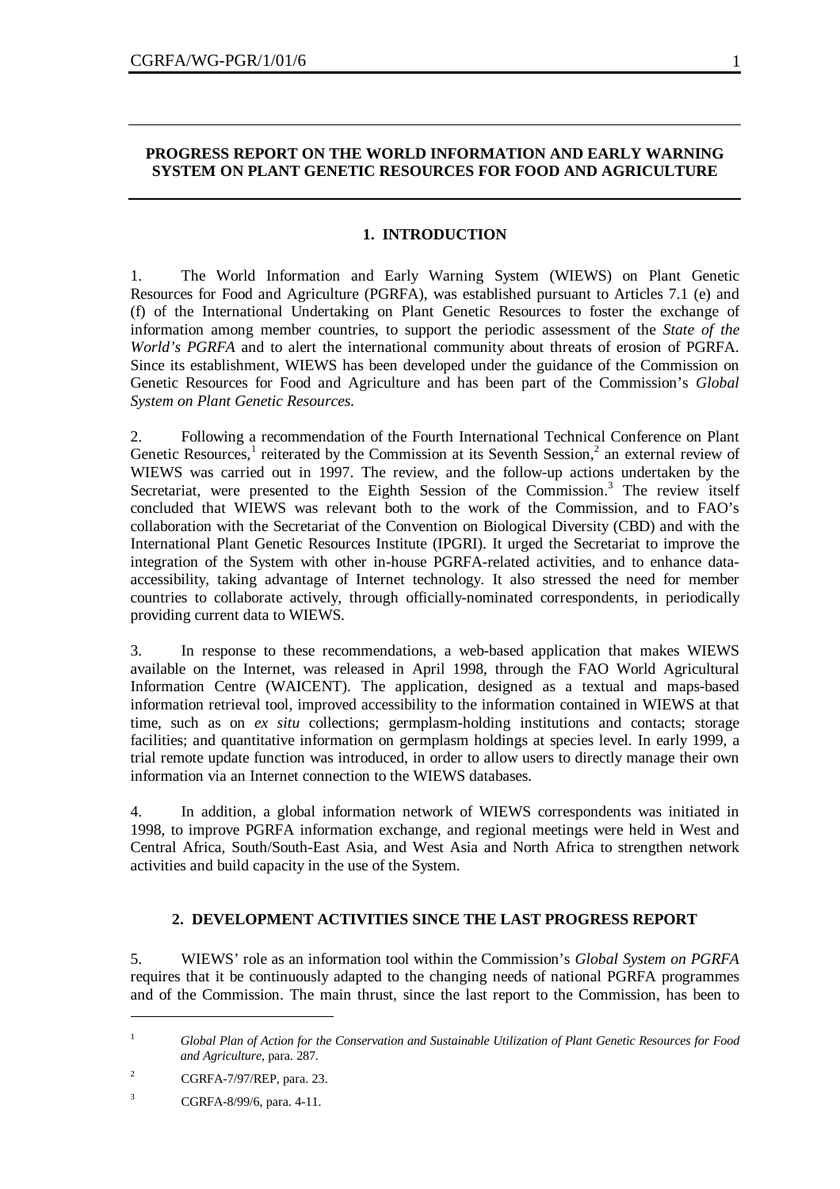## PROGRESS REPORT ON THE WORLD INFORMATION AND EARLY WARNING SYSTEM ON PLANT GENETIC RESOURCES FOR FOOD AND AGRICULTURE

### 1. INTRODUCTION

1. The World Information and Early Warning System (WIEWS) on Plant Genetic Resources for Food and Agriculture (PGRFA), was established pursuant to Articles 7.1 (e) and (f) of the International Undertaking on Plant Genetic Resources to foster the exchange of information among member countries, to support the periodic assessment of the *State of the World's PGRFA* and to alert the international community about threats of erosion of PGRFA. Since its establishment, WIEWS has been developed under the guidance of the Commission on Genetic Resources for Food and Agriculture and has been part of the Commission's *Global System on Plant Genetic Resources.*

2. Following a recommendation of the Fourth International Technical Conference on Plant Genetic Resources,[1] reiterated by the Commission at its Seventh Session,[2] an external review of WIEWS was carried out in 1997. The review, and the follow-up actions undertaken by the Secretariat, were presented to the Eighth Session of the Commission.[3] The review itself concluded that WIEWS was relevant both to the work of the Commission, and to FAO's collaboration with the Secretariat of the Convention on Biological Diversity (CBD) and with the International Plant Genetic Resources Institute (IPGRI). It urged the Secretariat to improve the integration of the System with other in-house PGRFA-related activities, and to enhance data-accessibility, taking advantage of Internet technology. It also stressed the need for member countries to collaborate actively, through officially-nominated correspondents, in periodically providing current data to WIEWS.

3. In response to these recommendations, a web-based application that makes WIEWS available on the Internet, was released in April 1998, through the FAO World Agricultural Information Centre (WAICENT). The application, designed as a textual and maps-based information retrieval tool, improved accessibility to the information contained in WIEWS at that time, such as on *ex situ* collections; germplasm-holding institutions and contacts; storage facilities; and quantitative information on germplasm holdings at species level. In early 1999, a trial remote update function was introduced, in order to allow users to directly manage their own information via an Internet connection to the WIEWS databases.

4. In addition, a global information network of WIEWS correspondents was initiated in 1998, to improve PGRFA information exchange, and regional meetings were held in West and Central Africa, South/South-East Asia, and West Asia and North Africa to strengthen network activities and build capacity in the use of the System.

### 2. DEVELOPMENT ACTIVITIES SINCE THE LAST PROGRESS REPORT

5. WIEWS' role as an information tool within the Commission's *Global System on PGRFA* requires that it be continuously adapted to the changing needs of national PGRFA programmes and of the Commission. The main thrust, since the last report to the Commission, has been to

---

[1] *Global Plan of Action for the Conservation and Sustainable Utilization of Plant Genetic Resources for Food and Agriculture*, para. 287.

[2] CGRFA-7/97/REP, para. 23.

[3] CGRFA-8/99/6, para. 4-11.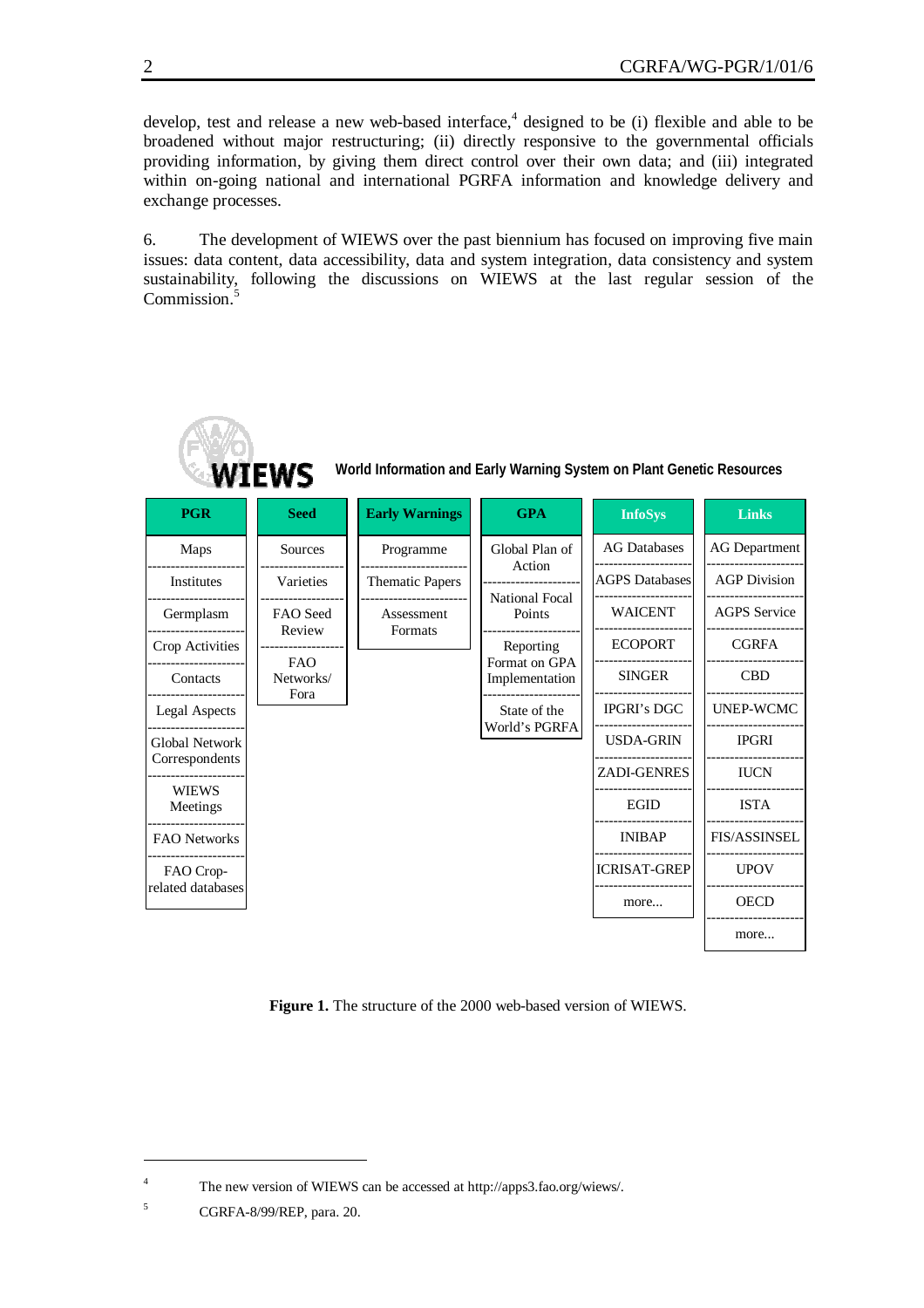develop, test and release a new web-based interface,[4] designed to be (i) flexible and able to be broadened without major restructuring; (ii) directly responsive to the governmental officials providing information, by giving them direct control over their own data; and (iii) integrated within on-going national and international PGRFA information and knowledge delivery and exchange processes.

6. The development of WIEWS over the past biennium has focused on improving five main issues: data content, data accessibility, data and system integration, data consistency and system sustainability, following the discussions on WIEWS at the last regular session of the Commission.[5]

**WIEWS** World Information and Early Warning System on Plant Genetic Resources

| PGR | Seed | Early Warnings | GPA | InfoSys | Links |
|---|---|---|---|---|---|
| Maps | Sources | Programme | Global Plan of Action | AG Databases | AG Department |
| Institutes | Varieties | Thematic Papers | National Focal Points | AGPS Databases | AGP Division |
| Germplasm | FAO Seed Review | Assessment Formats | Reporting Format on GPA Implementation | WAICENT | AGPS Service |
| Crop Activities | FAO Networks/ Fora | | State of the World's PGRFA | ECOPORT | CGRFA |
| Contacts | | | | SINGER | CBD |
| Legal Aspects | | | | IPGRI's DGC | UNEP-WCMC |
| Global Network Correspondents | | | | USDA-GRIN | IPGRI |
| WIEWS Meetings | | | | ZADI-GENRES | IUCN |
| FAO Networks | | | | EGID | ISTA |
| FAO Crop-related databases | | | | INIBAP | FIS/ASSINSEL |
| | | | | ICRISAT-GREP | UPOV |
| | | | | more... | OECD |
| | | | | | more... |

**Figure 1.** The structure of the 2000 web-based version of WIEWS.

[4] The new version of WIEWS can be accessed at http://apps3.fao.org/wiews/.

[5] CGRFA-8/99/REP, para. 20.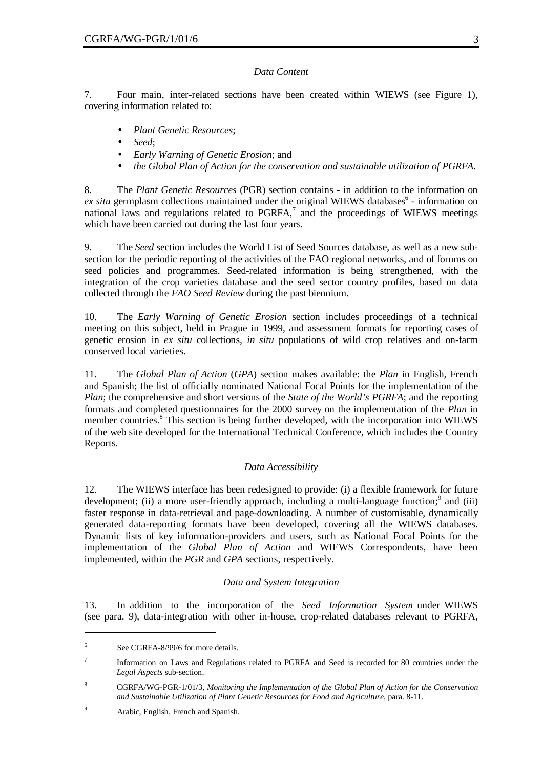*Data Content*

7. Four main, inter-related sections have been created within WIEWS (see Figure 1), covering information related to:

- *Plant Genetic Resources*;
- *Seed*;
- *Early Warning of Genetic Erosion*; and
- *the Global Plan of Action for the conservation and sustainable utilization of PGRFA*.

8. The *Plant Genetic Resources* (PGR) section contains - in addition to the information on *ex situ* germplasm collections maintained under the original WIEWS databases[6] - information on national laws and regulations related to PGRFA,[7] and the proceedings of WIEWS meetings which have been carried out during the last four years.

9. The *Seed* section includes the World List of Seed Sources database, as well as a new sub-section for the periodic reporting of the activities of the FAO regional networks, and of forums on seed policies and programmes. Seed-related information is being strengthened, with the integration of the crop varieties database and the seed sector country profiles, based on data collected through the *FAO Seed Review* during the past biennium.

10. The *Early Warning of Genetic Erosion* section includes proceedings of a technical meeting on this subject, held in Prague in 1999, and assessment formats for reporting cases of genetic erosion in *ex situ* collections, *in situ* populations of wild crop relatives and on-farm conserved local varieties.

11. The *Global Plan of Action* (*GPA*) section makes available: the *Plan* in English, French and Spanish; the list of officially nominated National Focal Points for the implementation of the *Plan*; the comprehensive and short versions of the *State of the World's PGRFA*; and the reporting formats and completed questionnaires for the 2000 survey on the implementation of the *Plan* in member countries.[8] This section is being further developed, with the incorporation into WIEWS of the web site developed for the International Technical Conference, which includes the Country Reports.

*Data Accessibility*

12. The WIEWS interface has been redesigned to provide: (i) a flexible framework for future development; (ii) a more user-friendly approach, including a multi-language function;[9] and (iii) faster response in data-retrieval and page-downloading. A number of customisable, dynamically generated data-reporting formats have been developed, covering all the WIEWS databases. Dynamic lists of key information-providers and users, such as National Focal Points for the implementation of the *Global Plan of Action* and WIEWS Correspondents, have been implemented, within the *PGR* and *GPA* sections, respectively.

*Data and System Integration*

13. In addition to the incorporation of the *Seed Information System* under WIEWS (see para. 9), data-integration with other in-house, crop-related databases relevant to PGRFA,

---

[6] See CGRFA-8/99/6 for more details.

[7] Information on Laws and Regulations related to PGRFA and Seed is recorded for 80 countries under the *Legal Aspects* sub-section.

[8] CGRFA/WG-PGR-1/01/3, *Monitoring the Implementation of the Global Plan of Action for the Conservation and Sustainable Utilization of Plant Genetic Resources for Food and Agriculture*, para. 8-11.

[9] Arabic, English, French and Spanish.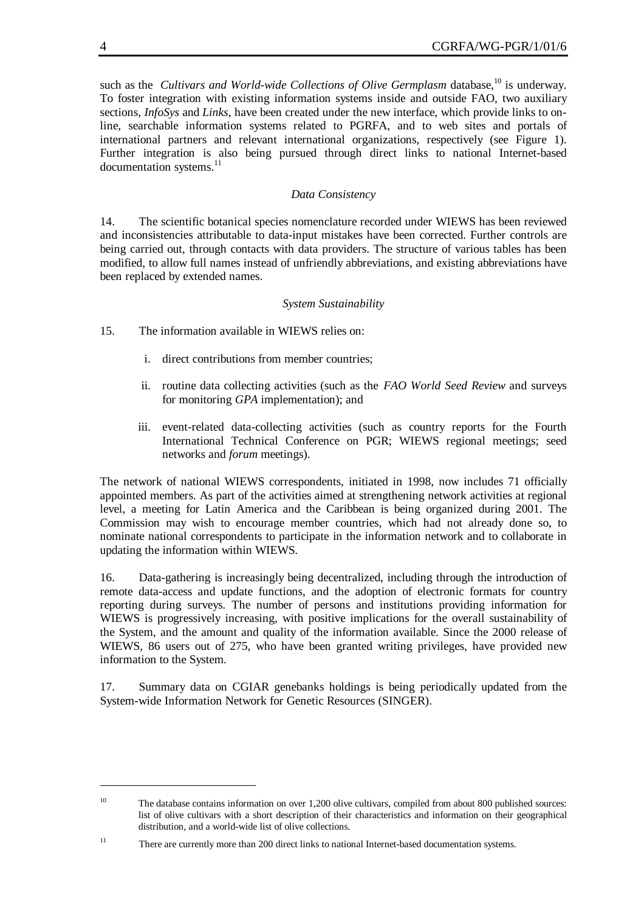such as the *Cultivars and World-wide Collections of Olive Germplasm* database,[10] is underway. To foster integration with existing information systems inside and outside FAO, two auxiliary sections, *InfoSys* and *Links*, have been created under the new interface, which provide links to on-line, searchable information systems related to PGRFA, and to web sites and portals of international partners and relevant international organizations, respectively (see Figure 1). Further integration is also being pursued through direct links to national Internet-based documentation systems.[11]

*Data Consistency*

14. The scientific botanical species nomenclature recorded under WIEWS has been reviewed and inconsistencies attributable to data-input mistakes have been corrected. Further controls are being carried out, through contacts with data providers. The structure of various tables has been modified, to allow full names instead of unfriendly abbreviations, and existing abbreviations have been replaced by extended names.

*System Sustainability*

15. The information available in WIEWS relies on:

i. direct contributions from member countries;

ii. routine data collecting activities (such as the *FAO World Seed Review* and surveys for monitoring *GPA* implementation); and

iii. event-related data-collecting activities (such as country reports for the Fourth International Technical Conference on PGR; WIEWS regional meetings; seed networks and *forum* meetings).

The network of national WIEWS correspondents, initiated in 1998, now includes 71 officially appointed members. As part of the activities aimed at strengthening network activities at regional level, a meeting for Latin America and the Caribbean is being organized during 2001. The Commission may wish to encourage member countries, which had not already done so, to nominate national correspondents to participate in the information network and to collaborate in updating the information within WIEWS.

16. Data-gathering is increasingly being decentralized, including through the introduction of remote data-access and update functions, and the adoption of electronic formats for country reporting during surveys. The number of persons and institutions providing information for WIEWS is progressively increasing, with positive implications for the overall sustainability of the System, and the amount and quality of the information available. Since the 2000 release of WIEWS, 86 users out of 275, who have been granted writing privileges, have provided new information to the System.

17. Summary data on CGIAR genebanks holdings is being periodically updated from the System-wide Information Network for Genetic Resources (SINGER).

---

[10] The database contains information on over 1,200 olive cultivars, compiled from about 800 published sources: list of olive cultivars with a short description of their characteristics and information on their geographical distribution, and a world-wide list of olive collections.

[11] There are currently more than 200 direct links to national Internet-based documentation systems.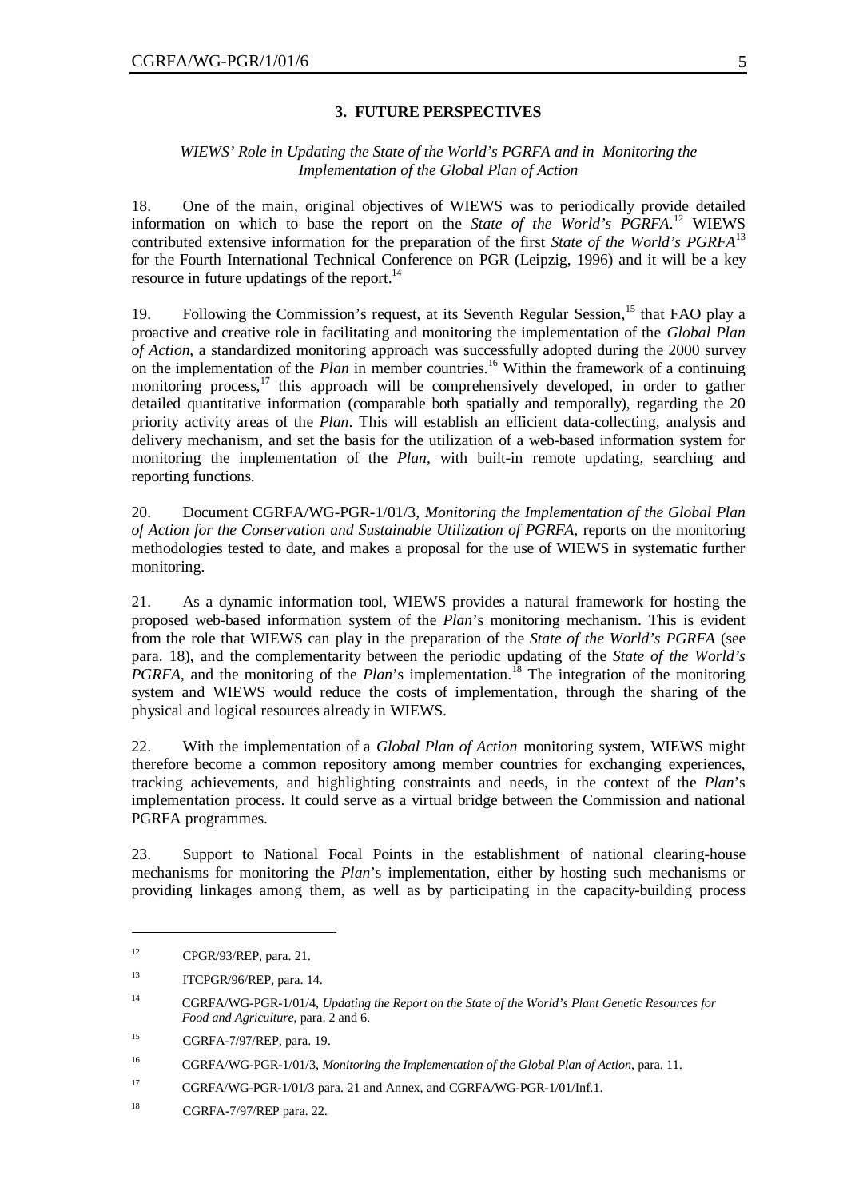### 3. FUTURE PERSPECTIVES

*WIEWS' Role in Updating the State of the World's PGRFA and in Monitoring the Implementation of the Global Plan of Action*

18. One of the main, original objectives of WIEWS was to periodically provide detailed information on which to base the report on the *State of the World's PGRFA.*[12] WIEWS contributed extensive information for the preparation of the first *State of the World's PGRFA*[13] for the Fourth International Technical Conference on PGR (Leipzig, 1996) and it will be a key resource in future updatings of the report.[14]

19. Following the Commission's request, at its Seventh Regular Session,[15] that FAO play a proactive and creative role in facilitating and monitoring the implementation of the *Global Plan of Action*, a standardized monitoring approach was successfully adopted during the 2000 survey on the implementation of the *Plan* in member countries.[16] Within the framework of a continuing monitoring process,[17] this approach will be comprehensively developed, in order to gather detailed quantitative information (comparable both spatially and temporally), regarding the 20 priority activity areas of the *Plan*. This will establish an efficient data-collecting, analysis and delivery mechanism, and set the basis for the utilization of a web-based information system for monitoring the implementation of the *Plan*, with built-in remote updating, searching and reporting functions.

20. Document CGRFA/WG-PGR-1/01/3, *Monitoring the Implementation of the Global Plan of Action for the Conservation and Sustainable Utilization of PGRFA*, reports on the monitoring methodologies tested to date, and makes a proposal for the use of WIEWS in systematic further monitoring.

21. As a dynamic information tool, WIEWS provides a natural framework for hosting the proposed web-based information system of the *Plan*'s monitoring mechanism. This is evident from the role that WIEWS can play in the preparation of the *State of the World's PGRFA* (see para. 18), and the complementarity between the periodic updating of the *State of the World's PGRFA*, and the monitoring of the *Plan*'s implementation.[18] The integration of the monitoring system and WIEWS would reduce the costs of implementation, through the sharing of the physical and logical resources already in WIEWS.

22. With the implementation of a *Global Plan of Action* monitoring system, WIEWS might therefore become a common repository among member countries for exchanging experiences, tracking achievements, and highlighting constraints and needs, in the context of the *Plan*'s implementation process. It could serve as a virtual bridge between the Commission and national PGRFA programmes.

23. Support to National Focal Points in the establishment of national clearing-house mechanisms for monitoring the *Plan*'s implementation, either by hosting such mechanisms or providing linkages among them, as well as by participating in the capacity-building process

---

[12] CPGR/93/REP, para. 21.

[13] ITCPGR/96/REP, para. 14.

[14] CGRFA/WG-PGR-1/01/4, *Updating the Report on the State of the World's Plant Genetic Resources for Food and Agriculture*, para. 2 and 6.

[15] CGRFA-7/97/REP, para. 19.

[16] CGRFA/WG-PGR-1/01/3, *Monitoring the Implementation of the Global Plan of Action*, para. 11.

[17] CGRFA/WG-PGR-1/01/3 para. 21 and Annex, and CGRFA/WG-PGR-1/01/Inf.1.

[18] CGRFA-7/97/REP para. 22.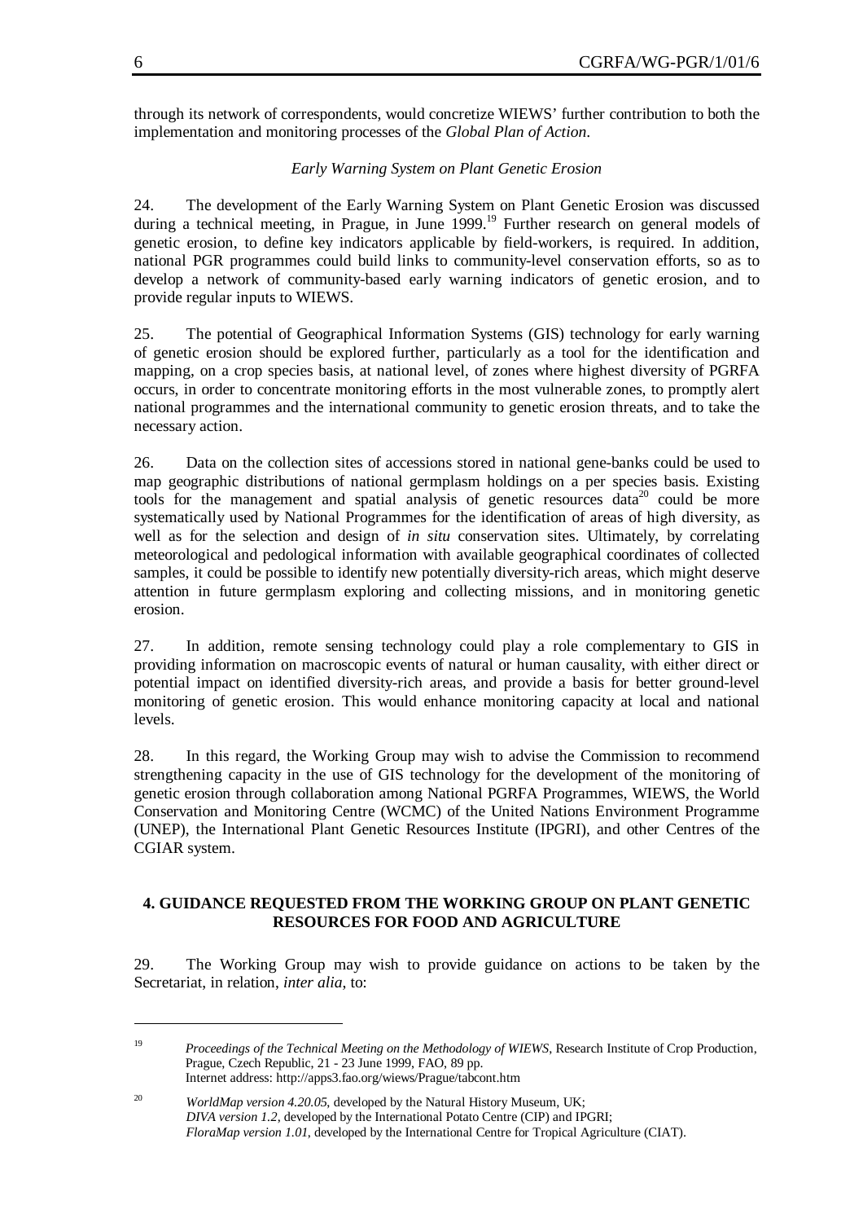through its network of correspondents, would concretize WIEWS' further contribution to both the implementation and monitoring processes of the *Global Plan of Action*.

*Early Warning System on Plant Genetic Erosion*

24. The development of the Early Warning System on Plant Genetic Erosion was discussed during a technical meeting, in Prague, in June 1999.[19] Further research on general models of genetic erosion, to define key indicators applicable by field-workers, is required. In addition, national PGR programmes could build links to community-level conservation efforts, so as to develop a network of community-based early warning indicators of genetic erosion, and to provide regular inputs to WIEWS.

25. The potential of Geographical Information Systems (GIS) technology for early warning of genetic erosion should be explored further, particularly as a tool for the identification and mapping, on a crop species basis, at national level, of zones where highest diversity of PGRFA occurs, in order to concentrate monitoring efforts in the most vulnerable zones, to promptly alert national programmes and the international community to genetic erosion threats, and to take the necessary action.

26. Data on the collection sites of accessions stored in national gene-banks could be used to map geographic distributions of national germplasm holdings on a per species basis. Existing tools for the management and spatial analysis of genetic resources data[20] could be more systematically used by National Programmes for the identification of areas of high diversity, as well as for the selection and design of *in situ* conservation sites. Ultimately, by correlating meteorological and pedological information with available geographical coordinates of collected samples, it could be possible to identify new potentially diversity-rich areas, which might deserve attention in future germplasm exploring and collecting missions, and in monitoring genetic erosion.

27. In addition, remote sensing technology could play a role complementary to GIS in providing information on macroscopic events of natural or human causality, with either direct or potential impact on identified diversity-rich areas, and provide a basis for better ground-level monitoring of genetic erosion. This would enhance monitoring capacity at local and national levels.

28. In this regard, the Working Group may wish to advise the Commission to recommend strengthening capacity in the use of GIS technology for the development of the monitoring of genetic erosion through collaboration among National PGRFA Programmes, WIEWS, the World Conservation and Monitoring Centre (WCMC) of the United Nations Environment Programme (UNEP), the International Plant Genetic Resources Institute (IPGRI), and other Centres of the CGIAR system.

## 4. GUIDANCE REQUESTED FROM THE WORKING GROUP ON PLANT GENETIC RESOURCES FOR FOOD AND AGRICULTURE

29. The Working Group may wish to provide guidance on actions to be taken by the Secretariat, in relation, *inter alia*, to:

---

[19] *Proceedings of the Technical Meeting on the Methodology of WIEWS*, Research Institute of Crop Production, Prague, Czech Republic, 21 - 23 June 1999, FAO, 89 pp.
Internet address: http://apps3.fao.org/wiews/Prague/tabcont.htm

[20] *WorldMap version 4.20.05*, developed by the Natural History Museum, UK;
*DIVA version 1.2*, developed by the International Potato Centre (CIP) and IPGRI;
*FloraMap version 1.01*, developed by the International Centre for Tropical Agriculture (CIAT).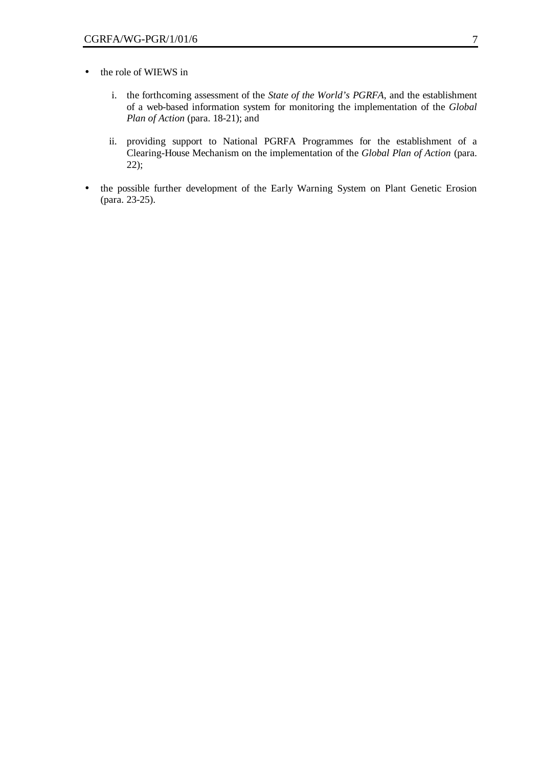- the role of WIEWS in

    i. the forthcoming assessment of the *State of the World's PGRFA*, and the establishment of a web-based information system for monitoring the implementation of the *Global Plan of Action* (para. 18-21); and

    ii. providing support to National PGRFA Programmes for the establishment of a Clearing-House Mechanism on the implementation of the *Global Plan of Action* (para. 22);

- the possible further development of the Early Warning System on Plant Genetic Erosion (para. 23-25).